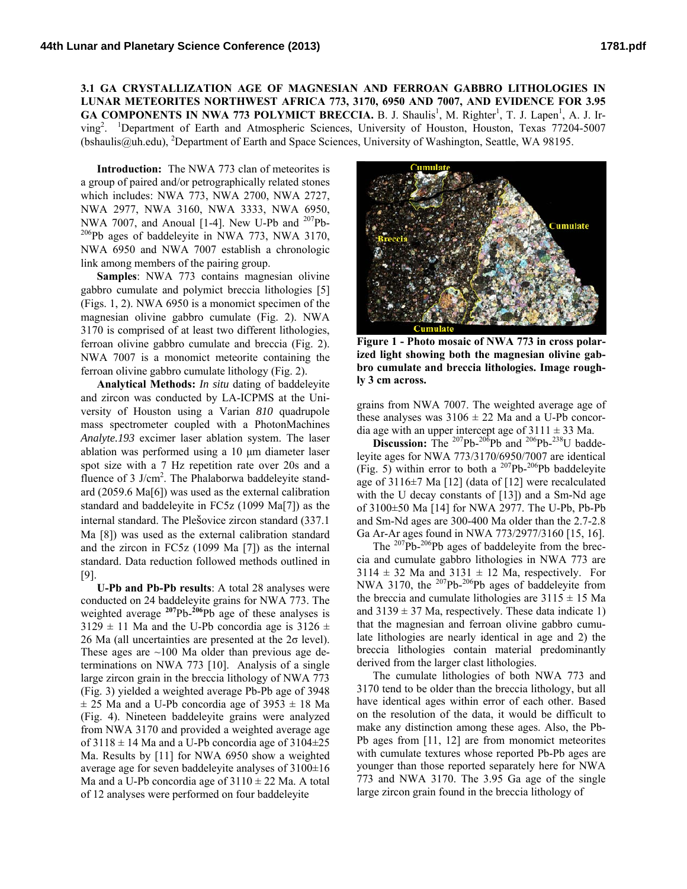# 3.1 GA CRYSTALLIZATION AGE OF MAGNESIAN AND FERROAN GABBRO LITHOLOGIES IN LUNAR METEORITES NORTHWEST AFRICA 773, 3170, 6950 AND 7007, AND EVIDENCE FOR 3.95 GA COMPONENTS IN NWA 773 POLYMICT BRECCIA.

B. J. Shaulis[1], M. Righter[1], T. J. Lapen[1], A. J. Irving[2]. [1]Department of Earth and Atmospheric Sciences, University of Houston, Houston, Texas 77204-5007 (bshaulis@uh.edu), [2]Department of Earth and Space Sciences, University of Washington, Seattle, WA 98195.

**Introduction:** The NWA 773 clan of meteorites is a group of paired and/or petrographically related stones which includes: NWA 773, NWA 2700, NWA 2727, NWA 2977, NWA 3160, NWA 3333, NWA 6950, NWA 7007, and Anoual [1-4]. New U-Pb and $^{207}$Pb-$^{206}$Pb ages of baddeleyite in NWA 773, NWA 3170, NWA 6950 and NWA 7007 establish a chronologic link among members of the pairing group.

**Samples**: NWA 773 contains magnesian olivine gabbro cumulate and polymict breccia lithologies [5] (Figs. 1, 2). NWA 6950 is a monomict specimen of the magnesian olivine gabbro cumulate (Fig. 2). NWA 3170 is comprised of at least two different lithologies, ferroan olivine gabbro cumulate and breccia (Fig. 2). NWA 7007 is a monomict meteorite containing the ferroan olivine gabbro cumulate lithology (Fig. 2).

**Analytical Methods:** *In situ* dating of baddeleyite and zircon was conducted by LA-ICPMS at the University of Houston using a Varian *810* quadrupole mass spectrometer coupled with a PhotonMachines *Analyte.193* excimer laser ablation system. The laser ablation was performed using a 10 µm diameter laser spot size with a 7 Hz repetition rate over 20s and a fluence of 3 J/cm$^2$. The Phalaborwa baddeleyite standard (2059.6 Ma[6]) was used as the external calibration standard and baddeleyite in FC5z (1099 Ma[7]) as the internal standard. The Plešovice zircon standard (337.1 Ma [8]) was used as the external calibration standard and the zircon in FC5z (1099 Ma [7]) as the internal standard. Data reduction followed methods outlined in [9].

**U-Pb and Pb-Pb results**: A total 28 analyses were conducted on 24 baddeleyite grains for NWA 773. The weighted average $^{207}$Pb-$^{206}$Pb age of these analyses is 3129 ± 11 Ma and the U-Pb concordia age is 3126 ± 26 Ma (all uncertainties are presented at the 2σ level). These ages are ~100 Ma older than previous age determinations on NWA 773 [10]. Analysis of a single large zircon grain in the breccia lithology of NWA 773 (Fig. 3) yielded a weighted average Pb-Pb age of 3948 ± 25 Ma and a U-Pb concordia age of 3953 ± 18 Ma (Fig. 4). Nineteen baddeleyite grains were analyzed from NWA 3170 and provided a weighted average age of 3118 ± 14 Ma and a U-Pb concordia age of 3104±25 Ma. Results by [11] for NWA 6950 show a weighted average age for seven baddeleyite analyses of 3100±16 Ma and a U-Pb concordia age of 3110 ± 22 Ma. A total of 12 analyses were performed on four baddeleyite grains from NWA 7007. The weighted average age of these analyses was 3106 ± 22 Ma and a U-Pb concordia age with an upper intercept age of 3111 ± 33 Ma.

Cumulate

Cumulate

Breccia

Cumulate

**Figure 1 - Photo mosaic of NWA 773 in cross polarized light showing both the magnesian olivine gabbro cumulate and breccia lithologies. Image roughly 3 cm across.**

**Discussion:** The $^{207}$Pb-$^{206}$Pb and $^{206}$Pb-$^{238}$U baddeleyite ages for NWA 773/3170/6950/7007 are identical (Fig. 5) within error to both a $^{207}$Pb-$^{206}$Pb baddeleyite age of 3116±7 Ma [12] (data of [12] were recalculated with the U decay constants of [13]) and a Sm-Nd age of 3100±50 Ma [14] for NWA 2977. The U-Pb, Pb-Pb and Sm-Nd ages are 300-400 Ma older than the 2.7-2.8 Ga Ar-Ar ages found in NWA 773/2977/3160 [15, 16].

The $^{207}$Pb-$^{206}$Pb ages of baddeleyite from the breccia and cumulate gabbro lithologies in NWA 773 are 3114 ± 32 Ma and 3131 ± 12 Ma, respectively. For NWA 3170, the $^{207}$Pb-$^{206}$Pb ages of baddeleyite from the breccia and cumulate lithologies are 3115 ± 15 Ma and 3139 ± 37 Ma, respectively. These data indicate 1) that the magnesian and ferroan olivine gabbro cumulate lithologies are nearly identical in age and 2) the breccia lithologies contain material predominantly derived from the larger clast lithologies.

The cumulate lithologies of both NWA 773 and 3170 tend to be older than the breccia lithology, but all have identical ages within error of each other. Based on the resolution of the data, it would be difficult to make any distinction among these ages. Also, the Pb-Pb ages from [11, 12] are from monomict meteorites with cumulate textures whose reported Pb-Pb ages are younger than those reported separately here for NWA 773 and NWA 3170. The 3.95 Ga age of the single large zircon grain found in the breccia lithology of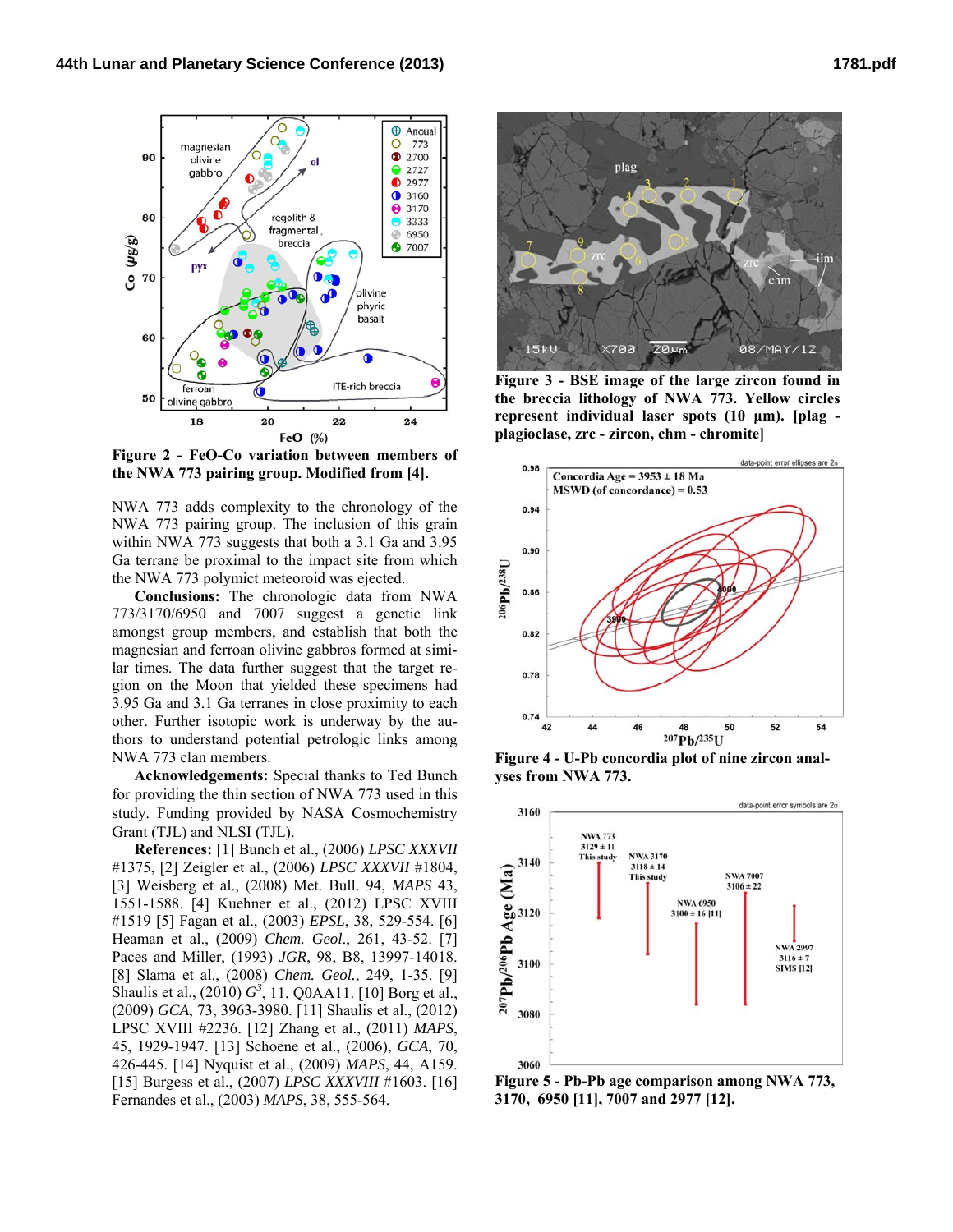magnesian olivine gabbro

ol

regolith & fragmental breccia

pyx

olivine phyric basalt

ferroan olivine gabbro

ITE-rich breccia

Anoual
773
2700
2727
2977
3160
3170
3333
6950
7007

Co (µg/g)

FeO (%)

**Figure 2 - FeO-Co variation between members of the NWA 773 pairing group. Modified from [4].**

NWA 773 adds complexity to the chronology of the NWA 773 pairing group. The inclusion of this grain within NWA 773 suggests that both a 3.1 Ga and 3.95 Ga terrane be proximal to the impact site from which the NWA 773 polymict meteoroid was ejected.

**Conclusions:** The chronologic data from NWA 773/3170/6950 and 7007 suggest a genetic link amongst group members, and establish that both the magnesian and ferroan olivine gabbros formed at similar times. The data further suggest that the target region on the Moon that yielded these specimens had 3.95 Ga and 3.1 Ga terranes in close proximity to each other. Further isotopic work is underway by the authors to understand potential petrologic links among NWA 773 clan members.

**Acknowledgements:** Special thanks to Ted Bunch for providing the thin section of NWA 773 used in this study. Funding provided by NASA Cosmochemistry Grant (TJL) and NLSI (TJL).

**References:** [1] Bunch et al., (2006) *LPSC XXXVII* #1375, [2] Zeigler et al., (2006) *LPSC XXXVII* #1804, [3] Weisberg et al., (2008) Met. Bull. 94, *MAPS* 43, 1551-1588. [4] Kuehner et al., (2012) LPSC XVIII #1519 [5] Fagan et al., (2003) *EPSL*, 38, 529-554. [6] Heaman et al., (2009) *Chem. Geol.*, 261, 43-52. [7] Paces and Miller, (1993) *JGR*, 98, B8, 13997-14018. [8] Slama et al., (2008) *Chem. Geol.*, 249, 1-35. [9] Shaulis et al., (2010) *G*$^3$, 11, Q0AA11. [10] Borg et al., (2009) *GCA*, 73, 3963-3980. [11] Shaulis et al., (2012) LPSC XVIII #2236. [12] Zhang et al., (2011) *MAPS*, 45, 1929-1947. [13] Schoene et al., (2006), *GCA*, 70, 426-445. [14] Nyquist et al., (2009) *MAPS*, 44, A159. [15] Burgess et al., (2007) *LPSC XXXVIII* #1603. [16] Fernandes et al., (2003) *MAPS*, 38, 555-564.

plag
zrc
zrc
chm
ilm
15kV X700 20µm 08/MAY/12

**Figure 3 - BSE image of the large zircon found in the breccia lithology of NWA 773. Yellow circles represent individual laser spots (10 µm). [plag - plagioclase, zrc - zircon, chm - chromite]**

data-point error ellipses are 2σ

Concordia Age = 3953 ± 18 Ma
MSWD (of concordance) = 0.53

$^{206}$Pb/$^{238}$U

$^{207}$Pb/$^{235}$U

**Figure 4 - U-Pb concordia plot of nine zircon analyses from NWA 773.**

data-point error symbols are 2σ

NWA 773
3129 ± 11
This study

NWA 3170
3118 ± 14
This study

NWA 6950
3100 ± 16 [11]

NWA 7007
3106 ± 22

NWA 2997
3116 ± 7
SIMS [12]

$^{207}$Pb/$^{206}$Pb Age (Ma)

**Figure 5 - Pb-Pb age comparison among NWA 773, 3170, 6950 [11], 7007 and 2977 [12].**